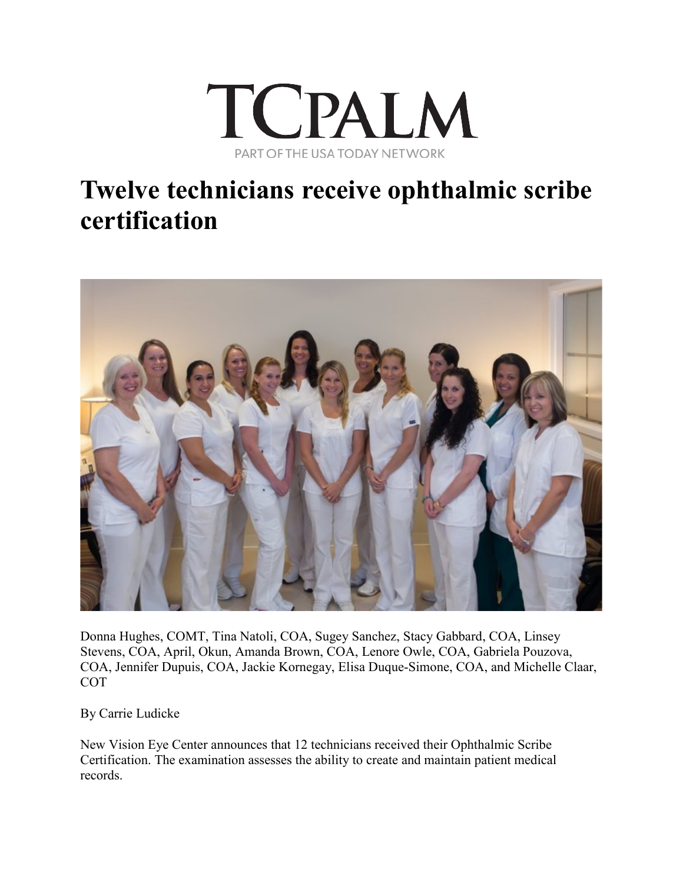TCPALM

PART OF THE USA TODAY NETWORK

# Twelve technicians receive ophthalmic scribe certification

Donna Hughes, COMT, Tina Natoli, COA, Sugey Sanchez, Stacy Gabbard, COA, Linsey Stevens, COA, April, Okun, Amanda Brown, COA, Lenore Owle, COA, Gabriela Pouzova, COA, Jennifer Dupuis, COA, Jackie Kornegay, Elisa Duque-Simone, COA, and Michelle Claar, COT

By Carrie Ludicke

New Vision Eye Center announces that 12 technicians received their Ophthalmic Scribe Certification. The examination assesses the ability to create and maintain patient medical records.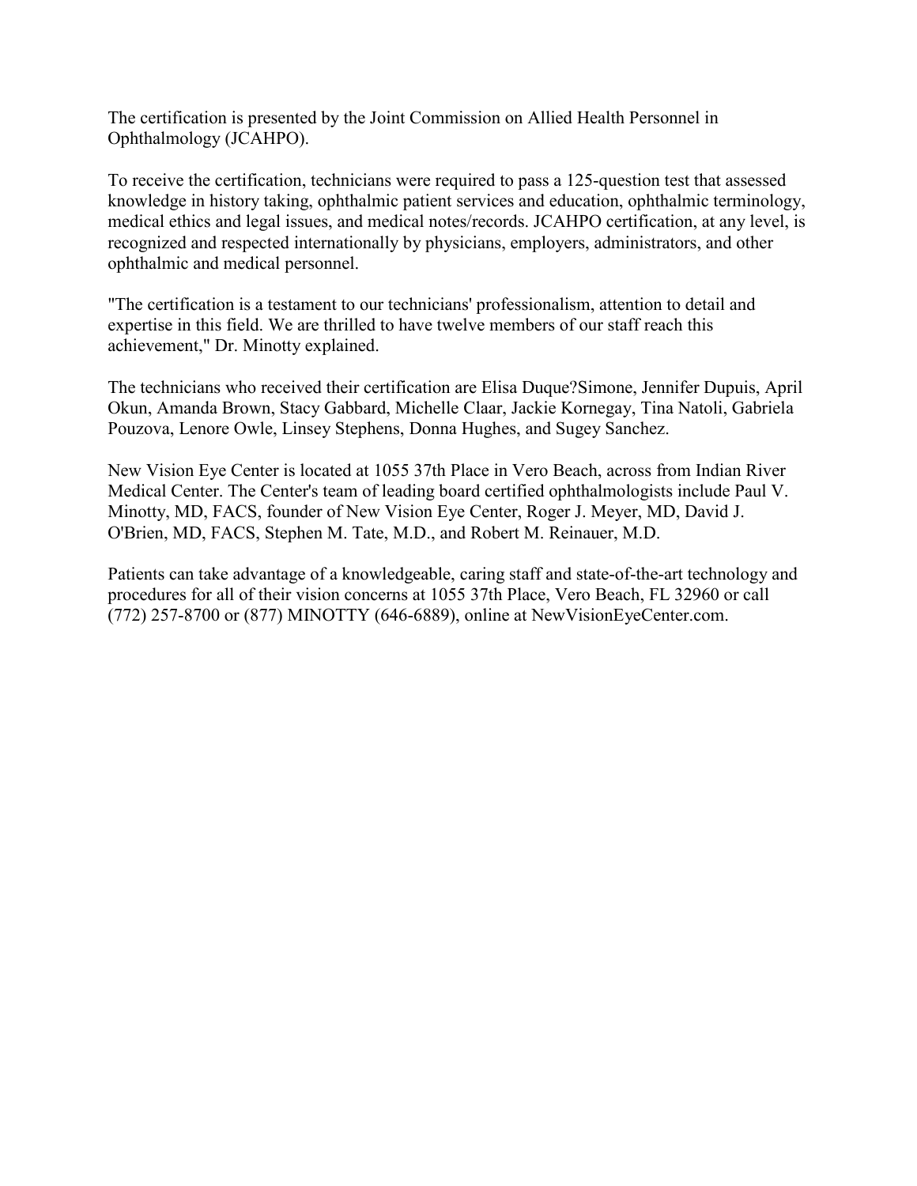The certification is presented by the Joint Commission on Allied Health Personnel in Ophthalmology (JCAHPO).

To receive the certification, technicians were required to pass a 125-question test that assessed knowledge in history taking, ophthalmic patient services and education, ophthalmic terminology, medical ethics and legal issues, and medical notes/records. JCAHPO certification, at any level, is recognized and respected internationally by physicians, employers, administrators, and other ophthalmic and medical personnel.

"The certification is a testament to our technicians' professionalism, attention to detail and expertise in this field. We are thrilled to have twelve members of our staff reach this achievement," Dr. Minotty explained.

The technicians who received their certification are Elisa Duque?Simone, Jennifer Dupuis, April Okun, Amanda Brown, Stacy Gabbard, Michelle Claar, Jackie Kornegay, Tina Natoli, Gabriela Pouzova, Lenore Owle, Linsey Stephens, Donna Hughes, and Sugey Sanchez.

New Vision Eye Center is located at 1055 37th Place in Vero Beach, across from Indian River Medical Center. The Center's team of leading board certified ophthalmologists include Paul V. Minotty, MD, FACS, founder of New Vision Eye Center, Roger J. Meyer, MD, David J. O'Brien, MD, FACS, Stephen M. Tate, M.D., and Robert M. Reinauer, M.D.

Patients can take advantage of a knowledgeable, caring staff and state-of-the-art technology and procedures for all of their vision concerns at 1055 37th Place, Vero Beach, FL 32960 or call (772) 257-8700 or (877) MINOTTY (646-6889), online at NewVisionEyeCenter.com.